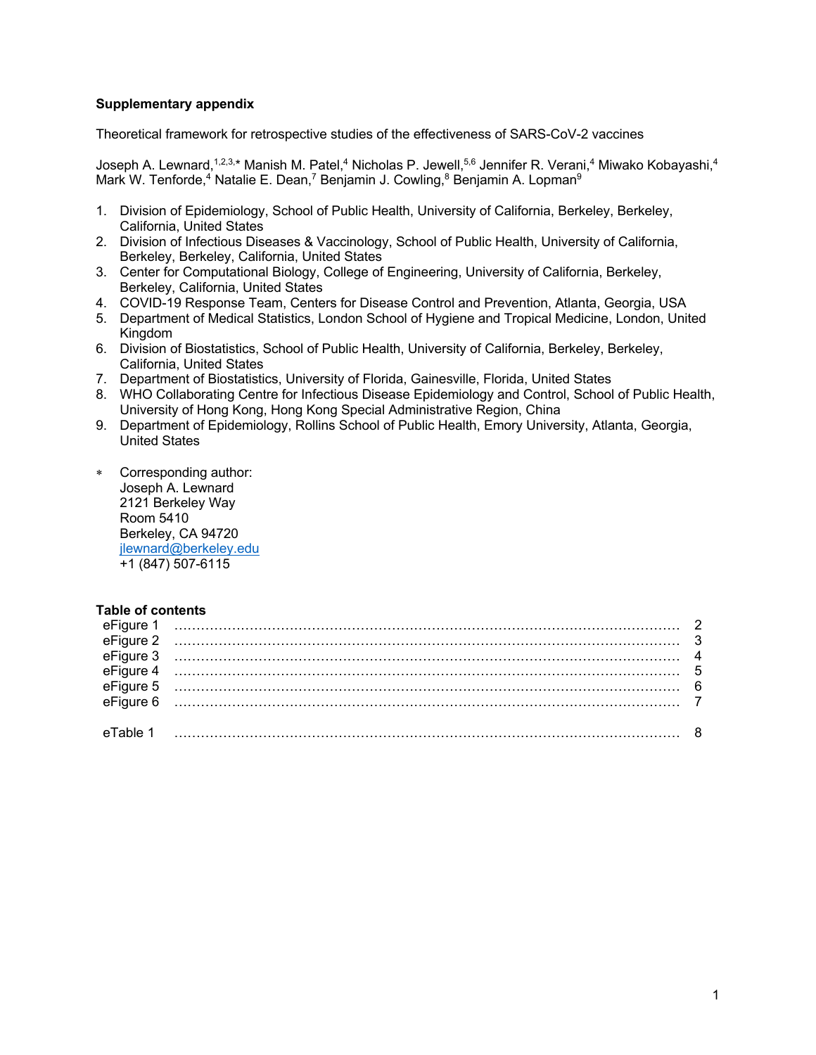**Supplementary appendix**

Theoretical framework for retrospective studies of the effectiveness of SARS-CoV-2 vaccines

Joseph A. Lewnard,[1,2,3,*] Manish M. Patel,[4] Nicholas P. Jewell,[5,6] Jennifer R. Verani,[4] Miwako Kobayashi,[4] Mark W. Tenforde,[4] Natalie E. Dean,[7] Benjamin J. Cowling,[8] Benjamin A. Lopman[9]

1. Division of Epidemiology, School of Public Health, University of California, Berkeley, Berkeley, California, United States
2. Division of Infectious Diseases & Vaccinology, School of Public Health, University of California, Berkeley, Berkeley, California, United States
3. Center for Computational Biology, College of Engineering, University of California, Berkeley, Berkeley, California, United States
4. COVID-19 Response Team, Centers for Disease Control and Prevention, Atlanta, Georgia, USA
5. Department of Medical Statistics, London School of Hygiene and Tropical Medicine, London, United Kingdom
6. Division of Biostatistics, School of Public Health, University of California, Berkeley, Berkeley, California, United States
7. Department of Biostatistics, University of Florida, Gainesville, Florida, United States
8. WHO Collaborating Centre for Infectious Disease Epidemiology and Control, School of Public Health, University of Hong Kong, Hong Kong Special Administrative Region, China
9. Department of Epidemiology, Rollins School of Public Health, Emory University, Atlanta, Georgia, United States

\* Corresponding author:
Joseph A. Lewnard
2121 Berkeley Way
Room 5410
Berkeley, CA 94720
jlewnard@berkeley.edu
+1 (847) 507-6115

**Table of contents**

| | |
|---|---|
| eFigure 1 | 2 |
| eFigure 2 | 3 |
| eFigure 3 | 4 |
| eFigure 4 | 5 |
| eFigure 5 | 6 |
| eFigure 6 | 7 |
| eTable 1 | 8 |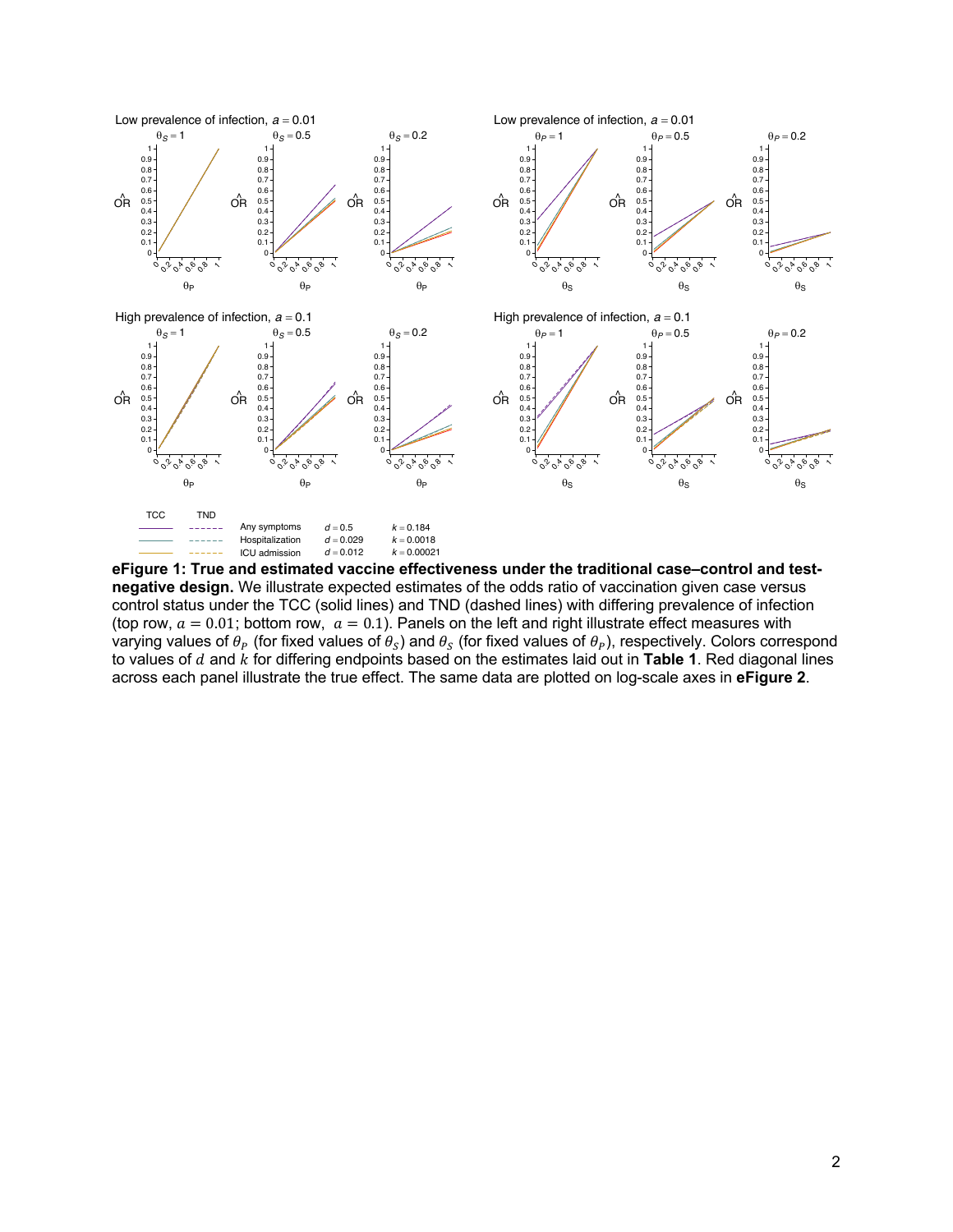**eFigure 1: True and estimated vaccine effectiveness under the traditional case–control and test-negative design.** We illustrate expected estimates of the odds ratio of vaccination given case versus control status under the TCC (solid lines) and TND (dashed lines) with differing prevalence of infection (top row, $a = 0.01$; bottom row, $a = 0.1$). Panels on the left and right illustrate effect measures with varying values of $\theta_P$ (for fixed values of $\theta_S$) and $\theta_S$ (for fixed values of $\theta_P$), respectively. Colors correspond to values of $d$ and $k$ for differing endpoints based on the estimates laid out in **Table 1**. Red diagonal lines across each panel illustrate the true effect. The same data are plotted on log-scale axes in **eFigure 2**.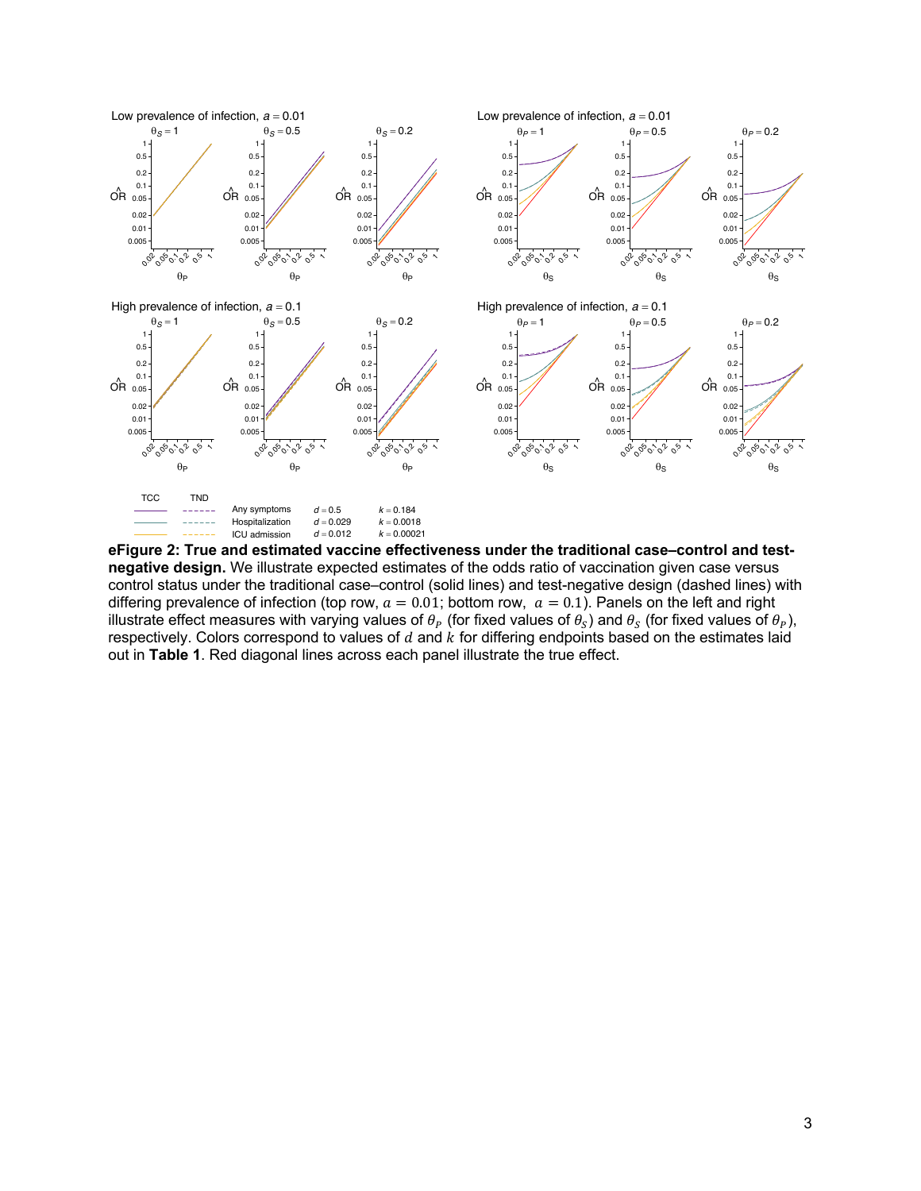**eFigure 2: True and estimated vaccine effectiveness under the traditional case–control and test-negative design.** We illustrate expected estimates of the odds ratio of vaccination given case versus control status under the traditional case–control (solid lines) and test-negative design (dashed lines) with differing prevalence of infection (top row, $a = 0.01$; bottom row, $a = 0.1$). Panels on the left and right illustrate effect measures with varying values of $\theta_P$ (for fixed values of $\theta_S$) and $\theta_S$ (for fixed values of $\theta_P$), respectively. Colors correspond to values of $d$ and $k$ for differing endpoints based on the estimates laid out in **Table 1**. Red diagonal lines across each panel illustrate the true effect.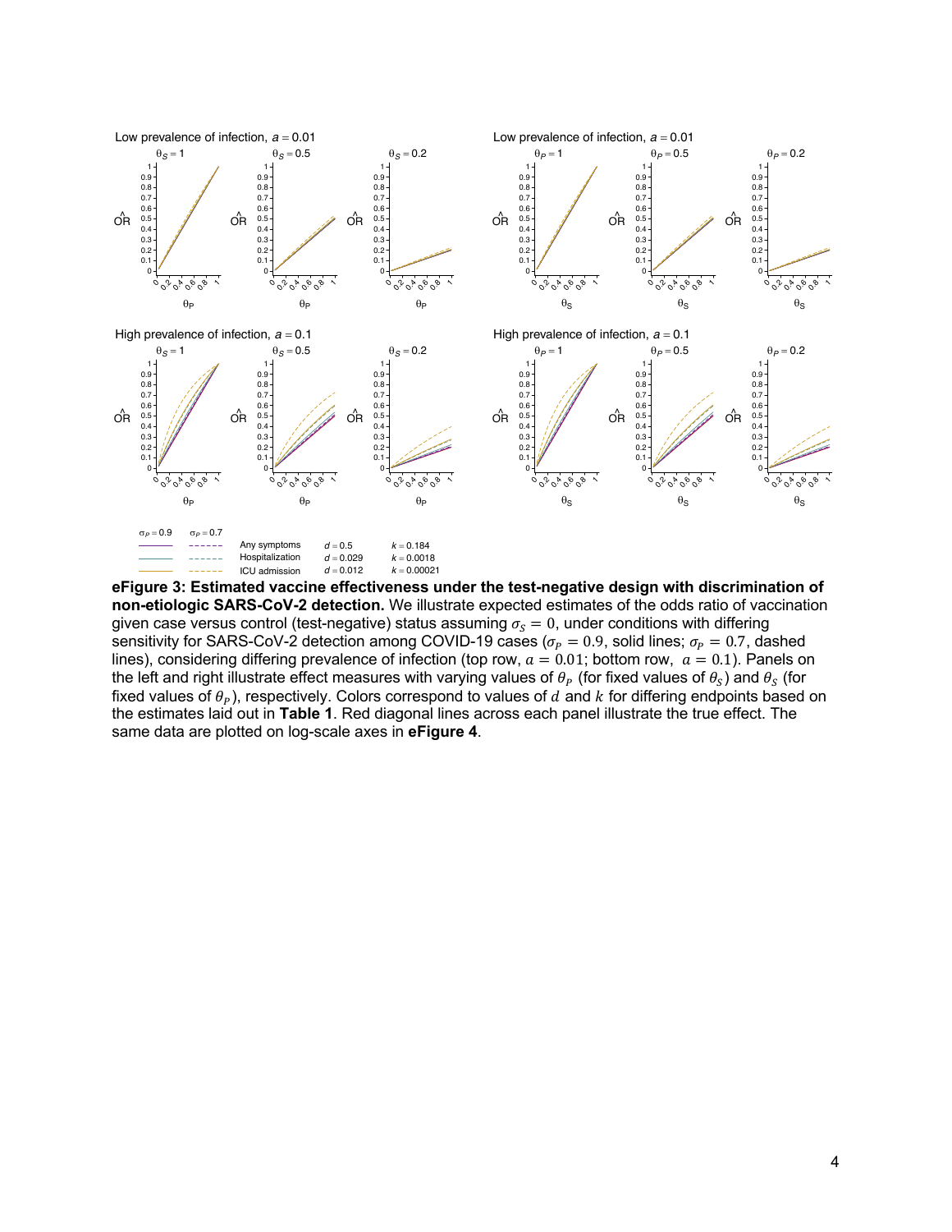**eFigure 3: Estimated vaccine effectiveness under the test-negative design with discrimination of non-etiologic SARS-CoV-2 detection.** We illustrate expected estimates of the odds ratio of vaccination given case versus control (test-negative) status assuming $\sigma_S = 0$, under conditions with differing sensitivity for SARS-CoV-2 detection among COVID-19 cases ($\sigma_P = 0.9$, solid lines; $\sigma_P = 0.7$, dashed lines), considering differing prevalence of infection (top row, $a = 0.01$; bottom row, $a = 0.1$). Panels on the left and right illustrate effect measures with varying values of $\theta_P$ (for fixed values of $\theta_S$) and $\theta_S$ (for fixed values of $\theta_P$), respectively. Colors correspond to values of $d$ and $k$ for differing endpoints based on the estimates laid out in **Table 1**. Red diagonal lines across each panel illustrate the true effect. The same data are plotted on log-scale axes in **eFigure 4**.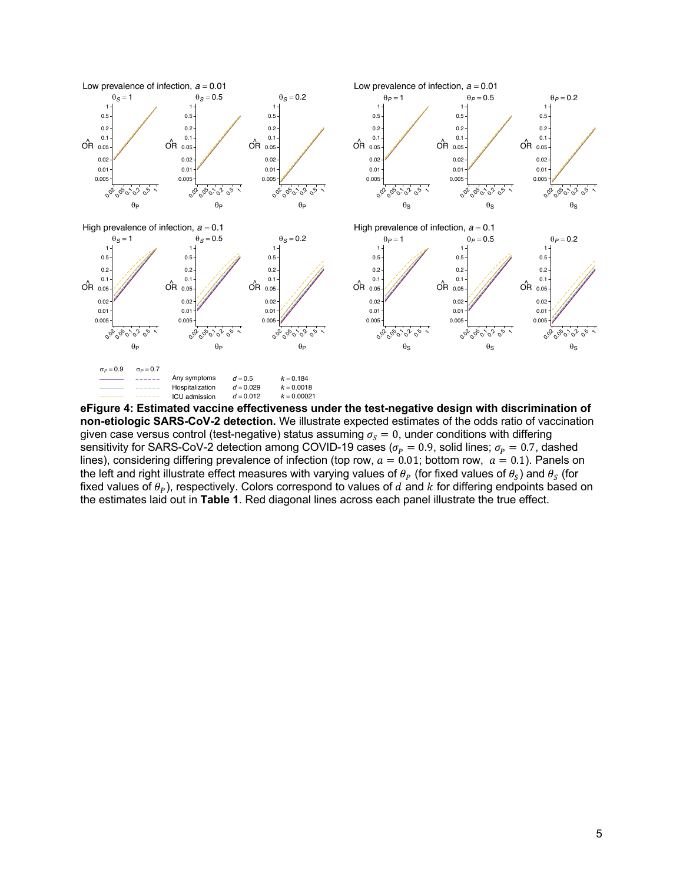**eFigure 4: Estimated vaccine effectiveness under the test-negative design with discrimination of non-etiologic SARS-CoV-2 detection.** We illustrate expected estimates of the odds ratio of vaccination given case versus control (test-negative) status assuming $\sigma_S = 0$, under conditions with differing sensitivity for SARS-CoV-2 detection among COVID-19 cases ($\sigma_P = 0.9$, solid lines; $\sigma_P = 0.7$, dashed lines), considering differing prevalence of infection (top row, $a = 0.01$; bottom row, $a = 0.1$). Panels on the left and right illustrate effect measures with varying values of $\theta_P$ (for fixed values of $\theta_S$) and $\theta_S$ (for fixed values of $\theta_P$), respectively. Colors correspond to values of $d$ and $k$ for differing endpoints based on the estimates laid out in **Table 1**. Red diagonal lines across each panel illustrate the true effect.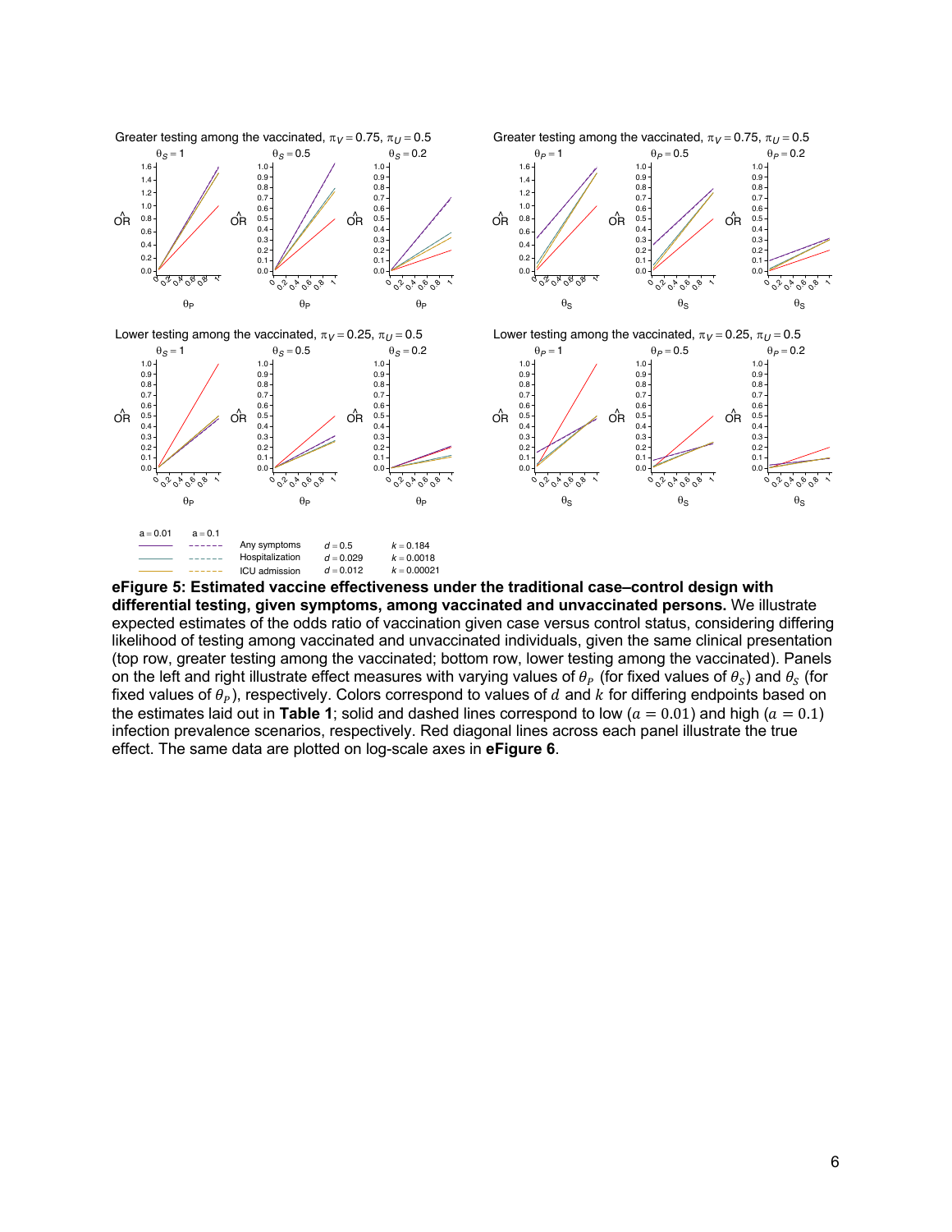**eFigure 5: Estimated vaccine effectiveness under the traditional case–control design with differential testing, given symptoms, among vaccinated and unvaccinated persons.** We illustrate expected estimates of the odds ratio of vaccination given case versus control status, considering differing likelihood of testing among vaccinated and unvaccinated individuals, given the same clinical presentation (top row, greater testing among the vaccinated; bottom row, lower testing among the vaccinated). Panels on the left and right illustrate effect measures with varying values of $\theta_P$ (for fixed values of $\theta_S$) and $\theta_S$ (for fixed values of $\theta_P$), respectively. Colors correspond to values of $d$ and $k$ for differing endpoints based on the estimates laid out in **Table 1**; solid and dashed lines correspond to low ($a = 0.01$) and high ($a = 0.1$) infection prevalence scenarios, respectively. Red diagonal lines across each panel illustrate the true effect. The same data are plotted on log-scale axes in **eFigure 6**.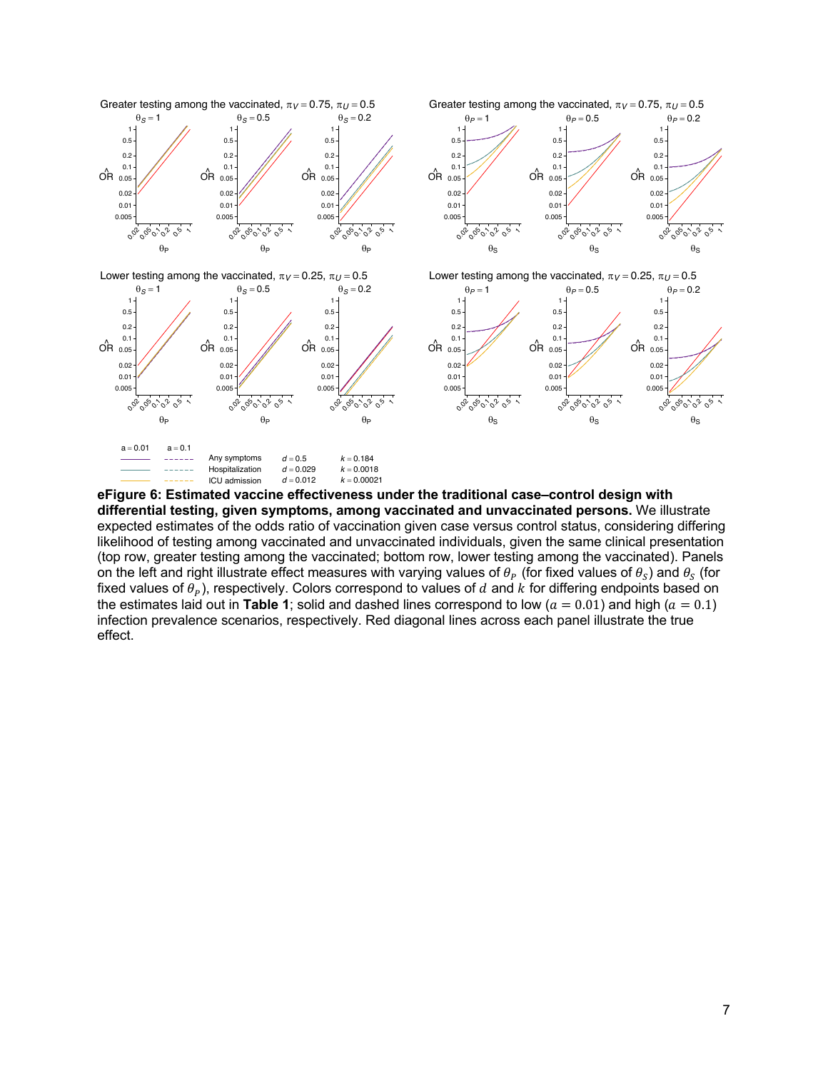**eFigure 6: Estimated vaccine effectiveness under the traditional case–control design with differential testing, given symptoms, among vaccinated and unvaccinated persons.** We illustrate expected estimates of the odds ratio of vaccination given case versus control status, considering differing likelihood of testing among vaccinated and unvaccinated individuals, given the same clinical presentation (top row, greater testing among the vaccinated; bottom row, lower testing among the vaccinated). Panels on the left and right illustrate effect measures with varying values of $\theta_P$ (for fixed values of $\theta_S$) and $\theta_S$ (for fixed values of $\theta_P$), respectively. Colors correspond to values of $d$ and $k$ for differing endpoints based on the estimates laid out in **Table 1**; solid and dashed lines correspond to low ($a = 0.01$) and high ($a = 0.1$) infection prevalence scenarios, respectively. Red diagonal lines across each panel illustrate the true effect.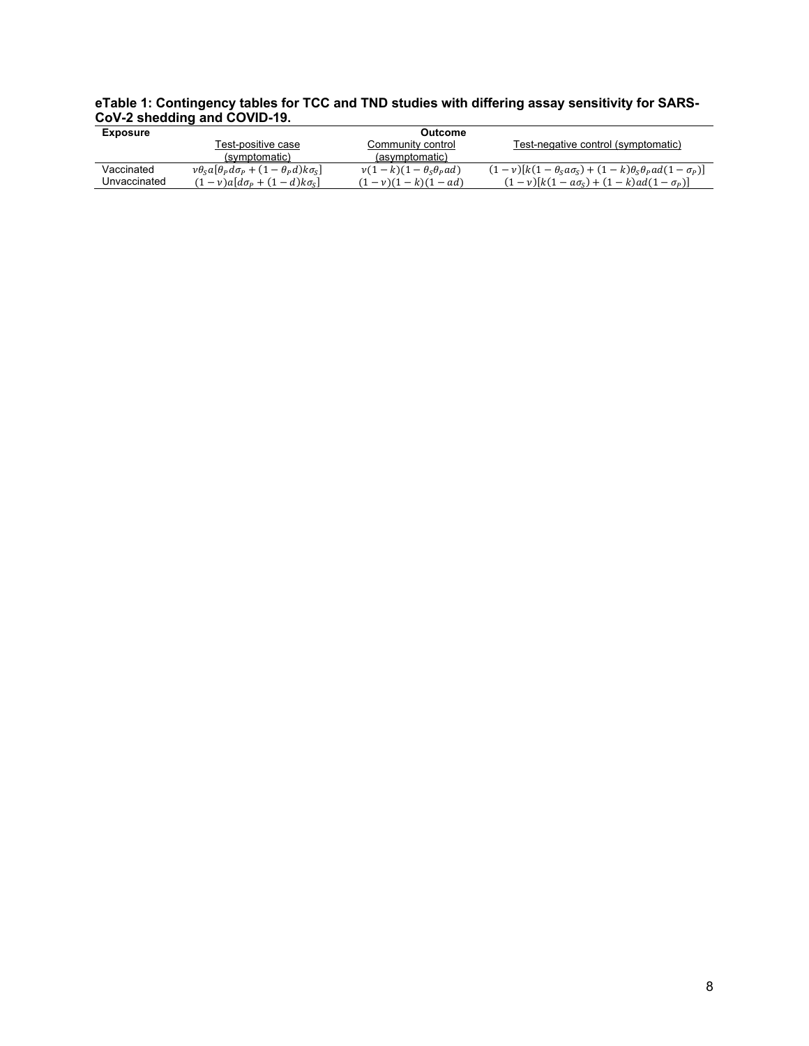**eTable 1: Contingency tables for TCC and TND studies with differing assay sensitivity for SARS-CoV-2 shedding and COVID-19.**

| Exposure | Outcome | | |
|---|---|---|---|
| | Test-positive case (symptomatic) | Community control (asymptomatic) | Test-negative control (symptomatic) |
| Vaccinated | $v\theta_S a[\theta_P d\sigma_P + (1-\theta_P d)k\sigma_S]$ | $v(1-k)(1-\theta_S\theta_P ad)$ | $(1-v)[k(1-\theta_S a\sigma_S) + (1-k)\theta_S\theta_P ad(1-\sigma_P)]$ |
| Unvaccinated | $(1-v)a[d\sigma_P + (1-d)k\sigma_S]$ | $(1-v)(1-k)(1-ad)$ | $(1-v)[k(1-a\sigma_S) + (1-k)ad(1-\sigma_P)]$ |